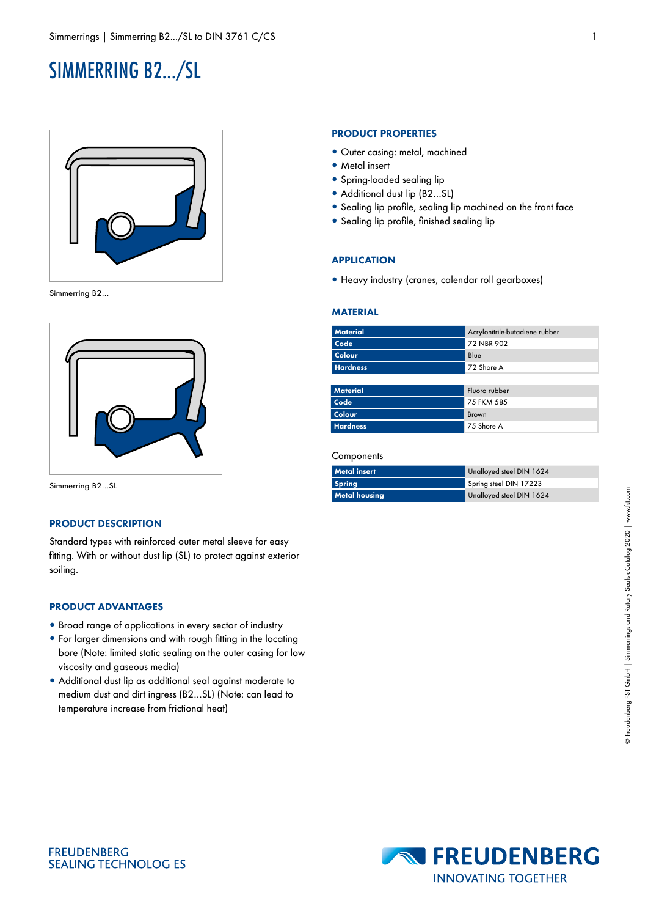# SIMMERRING B2.../SL

Simmerring B2...

Simmerring B2...SL

## PRODUCT DESCRIPTION

Standard types with reinforced outer metal sleeve for easy fitting. With or without dust lip (SL) to protect against exterior soiling.

## PRODUCT ADVANTAGES

- Broad range of applications in every sector of industry
- For larger dimensions and with rough fitting in the locating bore (Note: limited static sealing on the outer casing for low viscosity and gaseous media)
- Additional dust lip as additional seal against moderate to medium dust and dirt ingress (B2...SL) (Note: can lead to temperature increase from frictional heat)

## PRODUCT PROPERTIES

- Outer casing: metal, machined
- Metal insert
- Spring-loaded sealing lip
- Additional dust lip (B2...SL)
- Sealing lip profile, sealing lip machined on the front face
- Sealing lip profile, finished sealing lip

## APPLICATION

- Heavy industry (cranes, calendar roll gearboxes)

## MATERIAL

| Material | Acrylonitrile-butadiene rubber |
|---|---|
| Code | 72 NBR 902 |
| Colour | Blue |
| Hardness | 72 Shore A |

| Material | Fluoro rubber |
|---|---|
| Code | 75 FKM 585 |
| Colour | Brown |
| Hardness | 75 Shore A |

Components

| Metal insert | Unalloyed steel DIN 1624 |
|---|---|
| Spring | Spring steel DIN 17223 |
| Metal housing | Unalloyed steel DIN 1624 |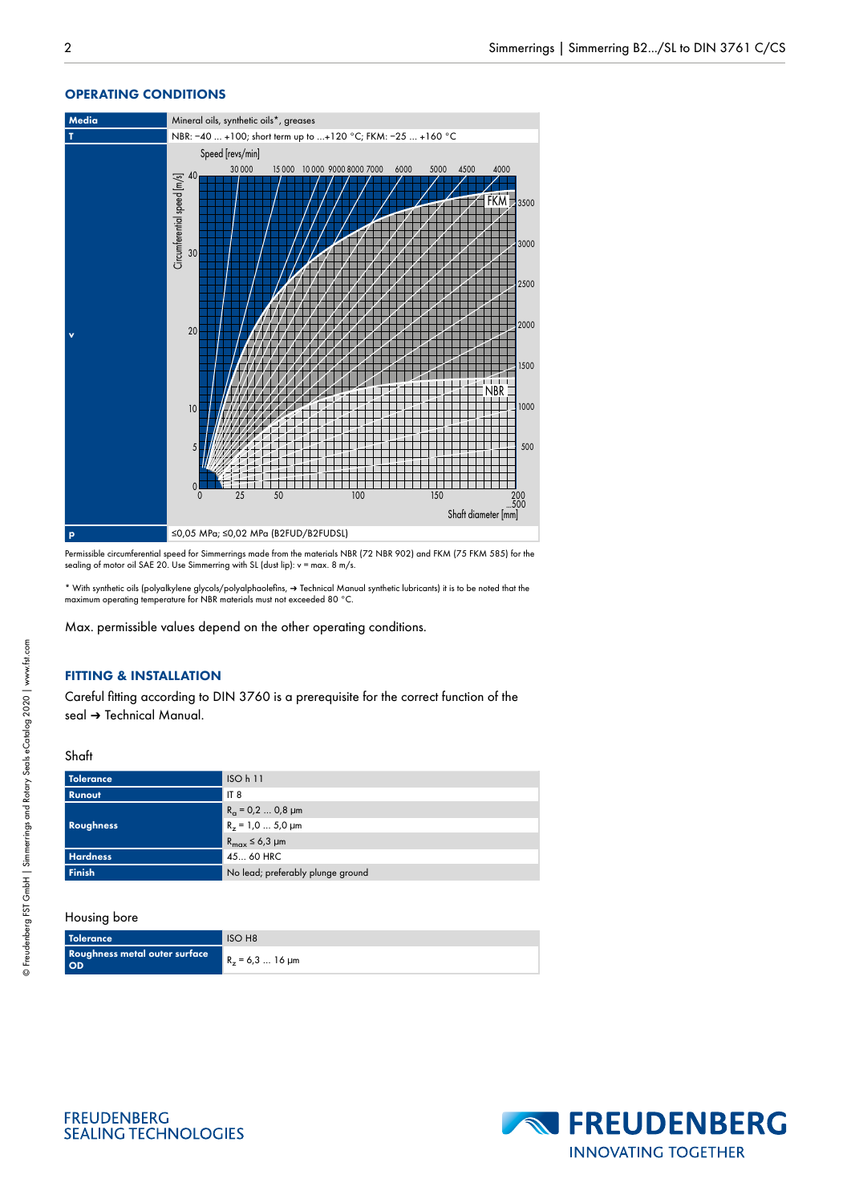## OPERATING CONDITIONS

| | |
|---|---|
| **Media** | Mineral oils, synthetic oils*, greases |
| **T** | NBR: −40 ... +100; short term up to ...+120 °C; FKM: −25 ... +160 °C |
| **v** | (chart) |
| **p** | ≤0,05 MPa; ≤0,02 MPa (B2FUD/B2FUDSL) |

Speed [revs/min]

30 000 15 000 10 000 9000 8000 7000 6000 5000 4500 4000

3500 3000 2500 2000 1500 1000 500

Circumferential speed [m/s]

40 30 20 10 5 0

FKM

NBR

0 25 50 100 150 200 ...500

Shaft diameter [mm]

Permissible circumferential speed for Simmerrings made from the materials NBR (72 NBR 902) and FKM (75 FKM 585) for the sealing of motor oil SAE 20. Use Simmerring with SL (dust lip): v = max. 8 m/s.

* With synthetic oils (polyalkylene glycols/polyalphaolefins, ➔ Technical Manual synthetic lubricants) it is to be noted that the maximum operating temperature for NBR materials must not exceeded 80 °C.

Max. permissible values depend on the other operating conditions.

## FITTING & INSTALLATION

Careful fitting according to DIN 3760 is a prerequisite for the correct function of the seal ➔ Technical Manual.

### Shaft

| | |
|---|---|
| **Tolerance** | ISO h 11 |
| **Runout** | IT 8 |
| **Roughness** | $R_a$ = 0,2 ... 0,8 µm |
| | $R_z$ = 1,0 ... 5,0 µm |
| | $R_{max}$ ≤ 6,3 µm |
| **Hardness** | 45... 60 HRC |
| **Finish** | No lead; preferably plunge ground |

### Housing bore

| | |
|---|---|
| **Tolerance** | ISO H8 |
| **Roughness metal outer surface OD** | $R_z$ = 6,3 ... 16 µm |